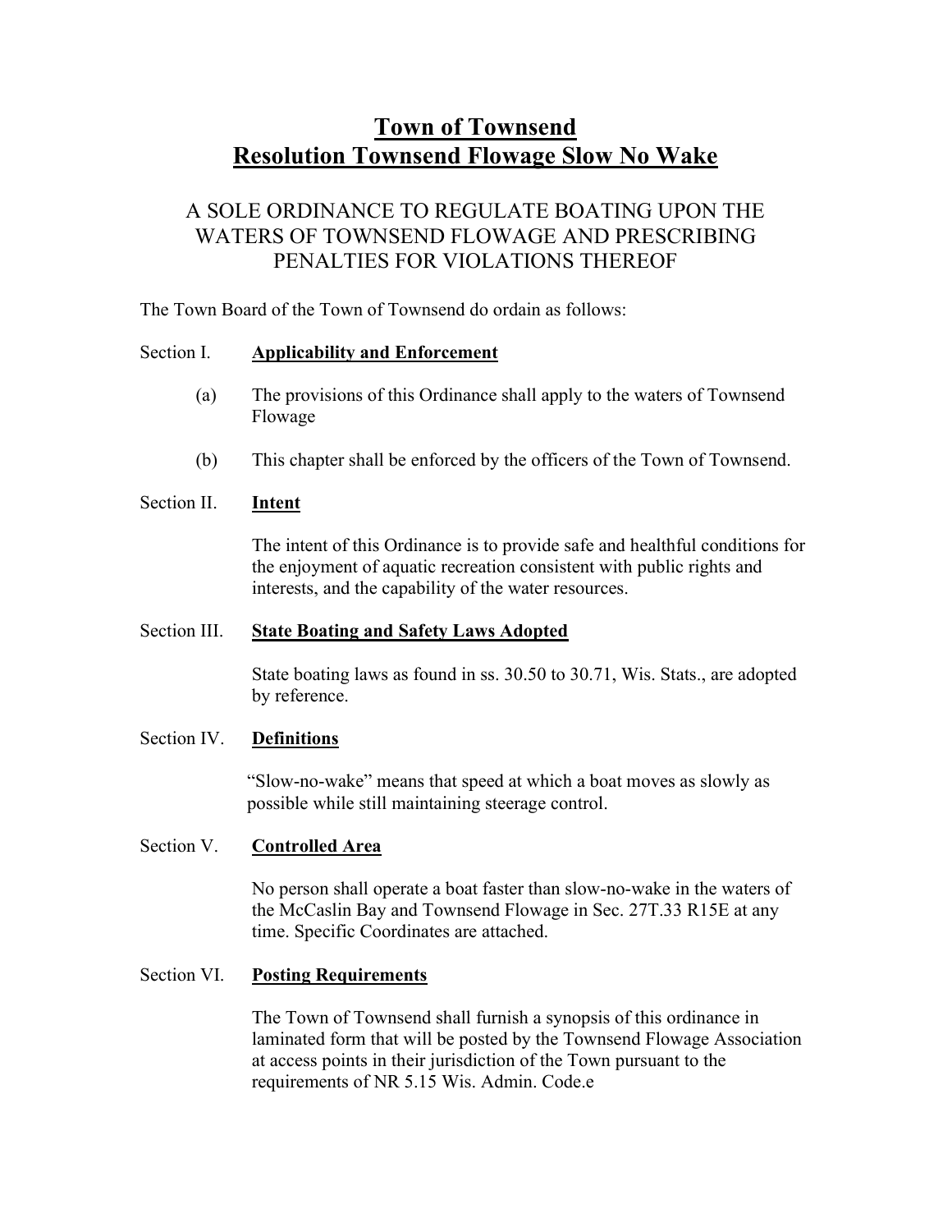# Town of Townsend
# Resolution Townsend Flowage Slow No Wake

## A SOLE ORDINANCE TO REGULATE BOATING UPON THE WATERS OF TOWNSEND FLOWAGE AND PRESCRIBING PENALTIES FOR VIOLATIONS THEREOF

The Town Board of the Town of Townsend do ordain as follows:

### Section I. Applicability and Enforcement

(a) The provisions of this Ordinance shall apply to the waters of Townsend Flowage

(b) This chapter shall be enforced by the officers of the Town of Townsend.

### Section II. Intent

The intent of this Ordinance is to provide safe and healthful conditions for the enjoyment of aquatic recreation consistent with public rights and interests, and the capability of the water resources.

### Section III. State Boating and Safety Laws Adopted

State boating laws as found in ss. 30.50 to 30.71, Wis. Stats., are adopted by reference.

### Section IV. Definitions

"Slow-no-wake" means that speed at which a boat moves as slowly as possible while still maintaining steerage control.

### Section V. Controlled Area

No person shall operate a boat faster than slow-no-wake in the waters of the McCaslin Bay and Townsend Flowage in Sec. 27T.33 R15E at any time. Specific Coordinates are attached.

### Section VI. Posting Requirements

The Town of Townsend shall furnish a synopsis of this ordinance in laminated form that will be posted by the Townsend Flowage Association at access points in their jurisdiction of the Town pursuant to the requirements of NR 5.15 Wis. Admin. Code.e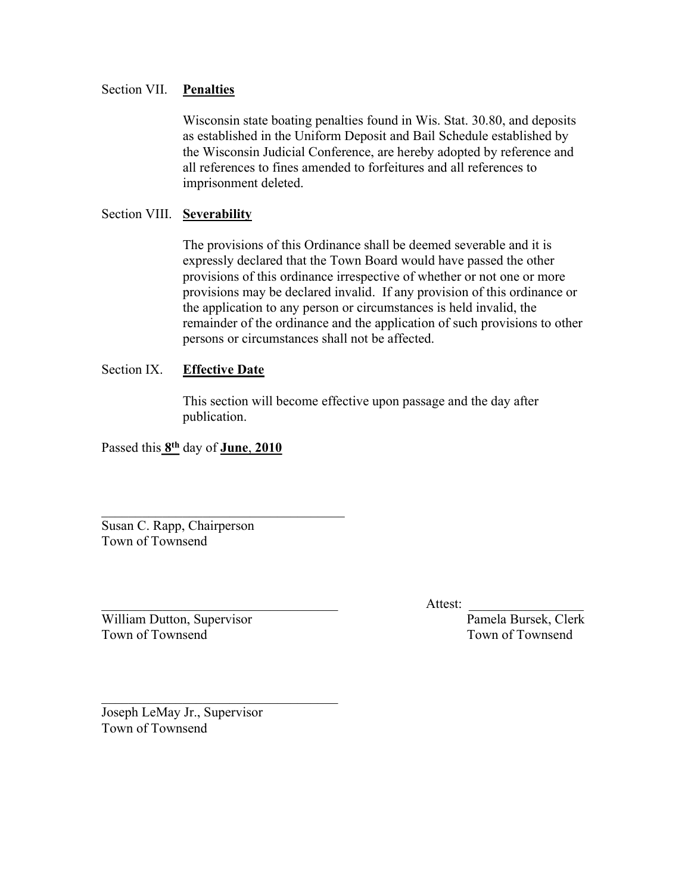Section VII. **Penalties**

Wisconsin state boating penalties found in Wis. Stat. 30.80, and deposits as established in the Uniform Deposit and Bail Schedule established by the Wisconsin Judicial Conference, are hereby adopted by reference and all references to fines amended to forfeitures and all references to imprisonment deleted.

Section VIII. **Severability**

The provisions of this Ordinance shall be deemed severable and it is expressly declared that the Town Board would have passed the other provisions of this ordinance irrespective of whether or not one or more provisions may be declared invalid. If any provision of this ordinance or the application to any person or circumstances is held invalid, the remainder of the ordinance and the application of such provisions to other persons or circumstances shall not be affected.

Section IX. **Effective Date**

This section will become effective upon passage and the day after publication.

Passed this **8th** day of **June**, **2010**

\_\_\_\_\_\_\_\_\_\_\_\_\_\_\_\_\_\_\_\_\_\_\_\_\_\_\_\_\_\_\_\_\_\_\_\_
Susan C. Rapp, Chairperson
Town of Townsend

\_\_\_\_\_\_\_\_\_\_\_\_\_\_\_\_\_\_\_\_\_\_\_\_\_\_\_\_\_\_\_\_\_\_\_\_
William Dutton, Supervisor
Town of Townsend

Attest: \_\_\_\_\_\_\_\_\_\_\_\_\_\_\_\_\_
Pamela Bursek, Clerk
Town of Townsend

\_\_\_\_\_\_\_\_\_\_\_\_\_\_\_\_\_\_\_\_\_\_\_\_\_\_\_\_\_\_\_\_\_\_\_\_
Joseph LeMay Jr., Supervisor
Town of Townsend